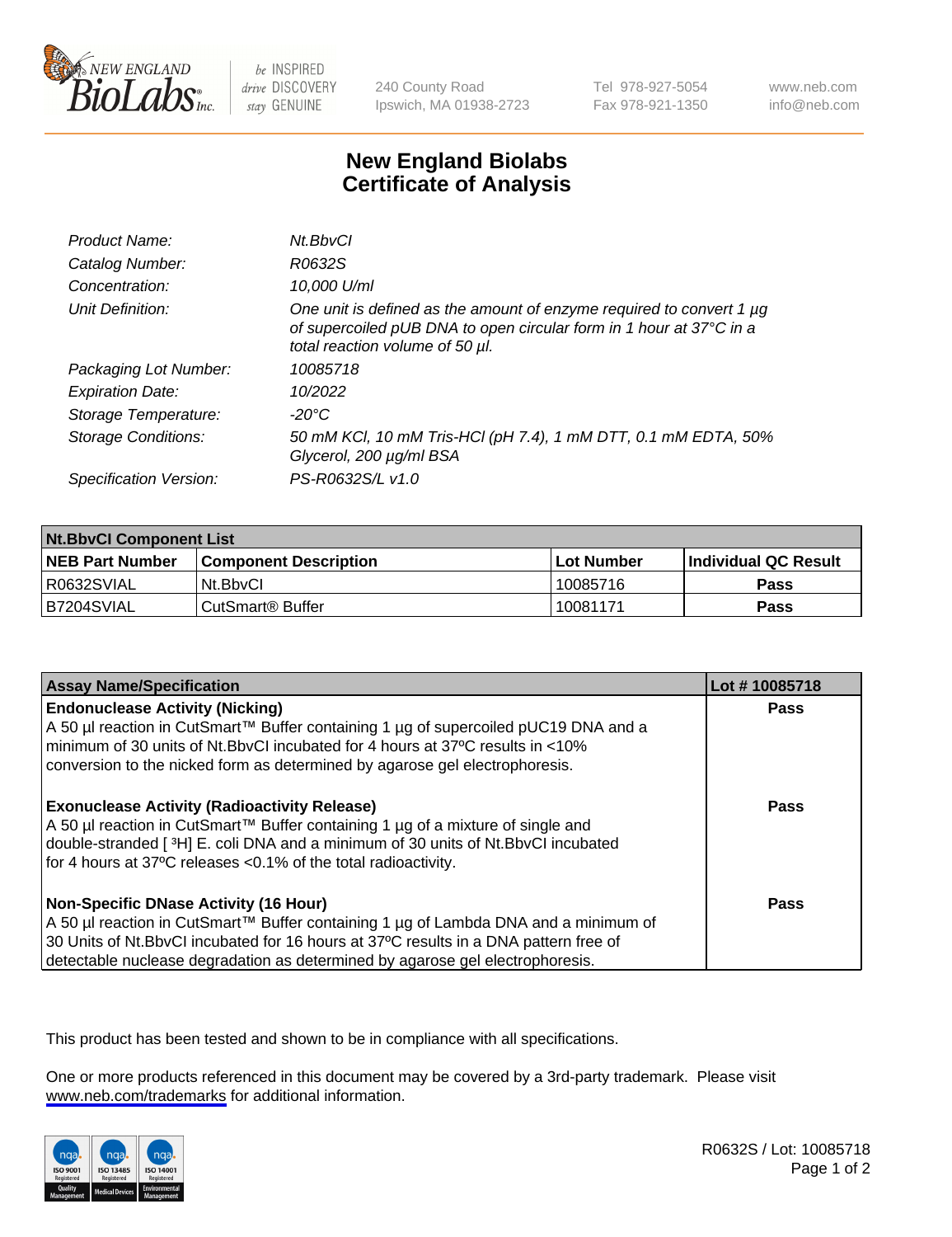# New England Biolabs
# Certificate of Analysis

| | |
|---|---|
| *Product Name:* | *Nt.BbvCI* |
| *Catalog Number:* | *R0632S* |
| *Concentration:* | *10,000 U/ml* |
| *Unit Definition:* | *One unit is defined as the amount of enzyme required to convert 1 µg of supercoiled pUB DNA to open circular form in 1 hour at 37°C in a total reaction volume of 50 µl.* |
| *Packaging Lot Number:* | *10085718* |
| *Expiration Date:* | *10/2022* |
| *Storage Temperature:* | *-20°C* |
| *Storage Conditions:* | *50 mM KCl, 10 mM Tris-HCl (pH 7.4), 1 mM DTT, 0.1 mM EDTA, 50% Glycerol, 200 µg/ml BSA* |
| *Specification Version:* | *PS-R0632S/L v1.0* |

| **Nt.BbvCI Component List** | | | |
|---|---|---|---|
| **NEB Part Number** | **Component Description** | **Lot Number** | **Individual QC Result** |
| R0632SVIAL | Nt.BbvCI | 10085716 | **Pass** |
| B7204SVIAL | CutSmart® Buffer | 10081171 | **Pass** |

| **Assay Name/Specification** | **Lot # 10085718** |
|---|---|
| **Endonuclease Activity (Nicking)**<br>A 50 µl reaction in CutSmart™ Buffer containing 1 µg of supercoiled pUC19 DNA and a minimum of 30 units of Nt.BbvCI incubated for 4 hours at 37ºC results in <10% conversion to the nicked form as determined by agarose gel electrophoresis. | **Pass** |
| **Exonuclease Activity (Radioactivity Release)**<br>A 50 µl reaction in CutSmart™ Buffer containing 1 µg of a mixture of single and double-stranded [ $^3$H] E. coli DNA and a minimum of 30 units of Nt.BbvCI incubated for 4 hours at 37ºC releases <0.1% of the total radioactivity. | **Pass** |
| **Non-Specific DNase Activity (16 Hour)**<br>A 50 µl reaction in CutSmart™ Buffer containing 1 µg of Lambda DNA and a minimum of 30 Units of Nt.BbvCI incubated for 16 hours at 37ºC results in a DNA pattern free of detectable nuclease degradation as determined by agarose gel electrophoresis. | **Pass** |

This product has been tested and shown to be in compliance with all specifications.

One or more products referenced in this document may be covered by a 3rd-party trademark. Please visit www.neb.com/trademarks for additional information.

R0632S / Lot: 10085718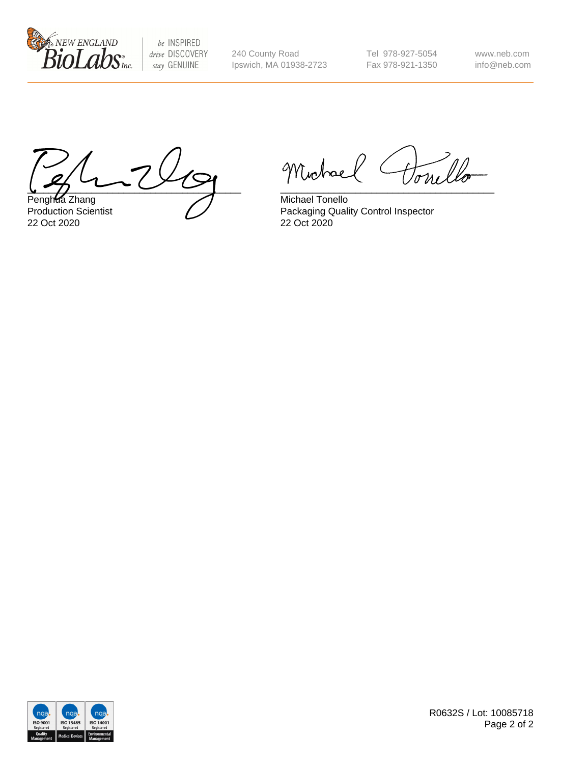Penghua Zhang
Production Scientist
22 Oct 2020

Michael Tonello
Packaging Quality Control Inspector
22 Oct 2020

R0632S / Lot: 10085718